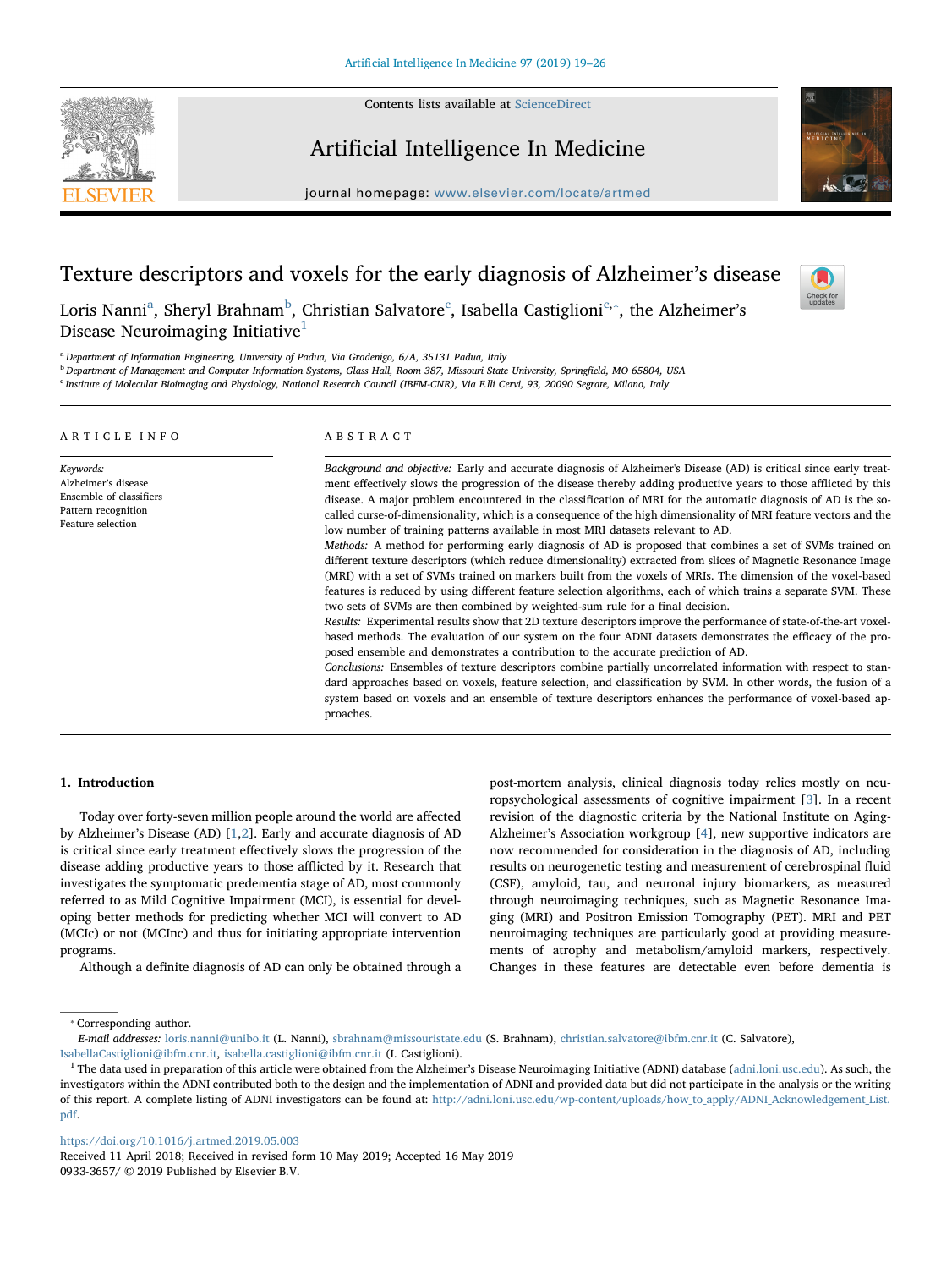# Texture descriptors and voxels for the early diagnosis of Alzheimer's disease

Loris Nanni[a], Sheryl Brahnam[b], Christian Salvatore[c], Isabella Castiglioni[c,*], the Alzheimer's Disease Neuroimaging Initiative[1]

[a] Department of Information Engineering, University of Padua, Via Gradenigo, 6/A, 35131 Padua, Italy
[b] Department of Management and Computer Information Systems, Glass Hall, Room 387, Missouri State University, Springfield, MO 65804, USA
[c] Institute of Molecular Bioimaging and Physiology, National Research Council (IBFM-CNR), Via F.lli Cervi, 93, 20090 Segrate, Milano, Italy

## ARTICLE INFO

*Keywords:*
Alzheimer's disease
Ensemble of classifiers
Pattern recognition
Feature selection

## ABSTRACT

*Background and objective:* Early and accurate diagnosis of Alzheimer's Disease (AD) is critical since early treatment effectively slows the progression of the disease thereby adding productive years to those afflicted by this disease. A major problem encountered in the classification of MRI for the automatic diagnosis of AD is the so-called curse-of-dimensionality, which is a consequence of the high dimensionality of MRI feature vectors and the low number of training patterns available in most MRI datasets relevant to AD.

*Methods:* A method for performing early diagnosis of AD is proposed that combines a set of SVMs trained on different texture descriptors (which reduce dimensionality) extracted from slices of Magnetic Resonance Image (MRI) with a set of SVMs trained on markers built from the voxels of MRIs. The dimension of the voxel-based features is reduced by using different feature selection algorithms, each of which trains a separate SVM. These two sets of SVMs are then combined by weighted-sum rule for a final decision.

*Results:* Experimental results show that 2D texture descriptors improve the performance of state-of-the-art voxel-based methods. The evaluation of our system on the four ADNI datasets demonstrates the efficacy of the proposed ensemble and demonstrates a contribution to the accurate prediction of AD.

*Conclusions:* Ensembles of texture descriptors combine partially uncorrelated information with respect to standard approaches based on voxels, feature selection, and classification by SVM. In other words, the fusion of a system based on voxels and an ensemble of texture descriptors enhances the performance of voxel-based approaches.

## 1. Introduction

Today over forty-seven million people around the world are affected by Alzheimer's Disease (AD) [1,2]. Early and accurate diagnosis of AD is critical since early treatment effectively slows the progression of the disease adding productive years to those afflicted by it. Research that investigates the symptomatic predementia stage of AD, most commonly referred to as Mild Cognitive Impairment (MCI), is essential for developing better methods for predicting whether MCI will convert to AD (MCIc) or not (MCInc) and thus for initiating appropriate intervention programs.

Although a definite diagnosis of AD can only be obtained through a post-mortem analysis, clinical diagnosis today relies mostly on neuropsychological assessments of cognitive impairment [3]. In a recent revision of the diagnostic criteria by the National Institute on Aging-Alzheimer's Association workgroup [4], new supportive indicators are now recommended for consideration in the diagnosis of AD, including results on neurogenetic testing and measurement of cerebrospinal fluid (CSF), amyloid, tau, and neuronal injury biomarkers, as measured through neuroimaging techniques, such as Magnetic Resonance Imaging (MRI) and Positron Emission Tomography (PET). MRI and PET neuroimaging techniques are particularly good at providing measurements of atrophy and metabolism/amyloid markers, respectively. Changes in these features are detectable even before dementia is

* Corresponding author.
*E-mail addresses:* loris.nanni@unibo.it (L. Nanni), sbrahnam@missouristate.edu (S. Brahnam), christian.salvatore@ibfm.cnr.it (C. Salvatore), IsabellaCastiglioni@ibfm.cnr.it, isabella.castiglioni@ibfm.cnr.it (I. Castiglioni).

[1] The data used in preparation of this article were obtained from the Alzheimer's Disease Neuroimaging Initiative (ADNI) database (adni.loni.usc.edu). As such, the investigators within the ADNI contributed both to the design and the implementation of ADNI and provided data but did not participate in the analysis or the writing of this report. A complete listing of ADNI investigators can be found at: http://adni.loni.usc.edu/wp-content/uploads/how_to_apply/ADNI_Acknowledgement_List.pdf.

https://doi.org/10.1016/j.artmed.2019.05.003
Received 11 April 2018; Received in revised form 10 May 2019; Accepted 16 May 2019
0933-3657/ © 2019 Published by Elsevier B.V.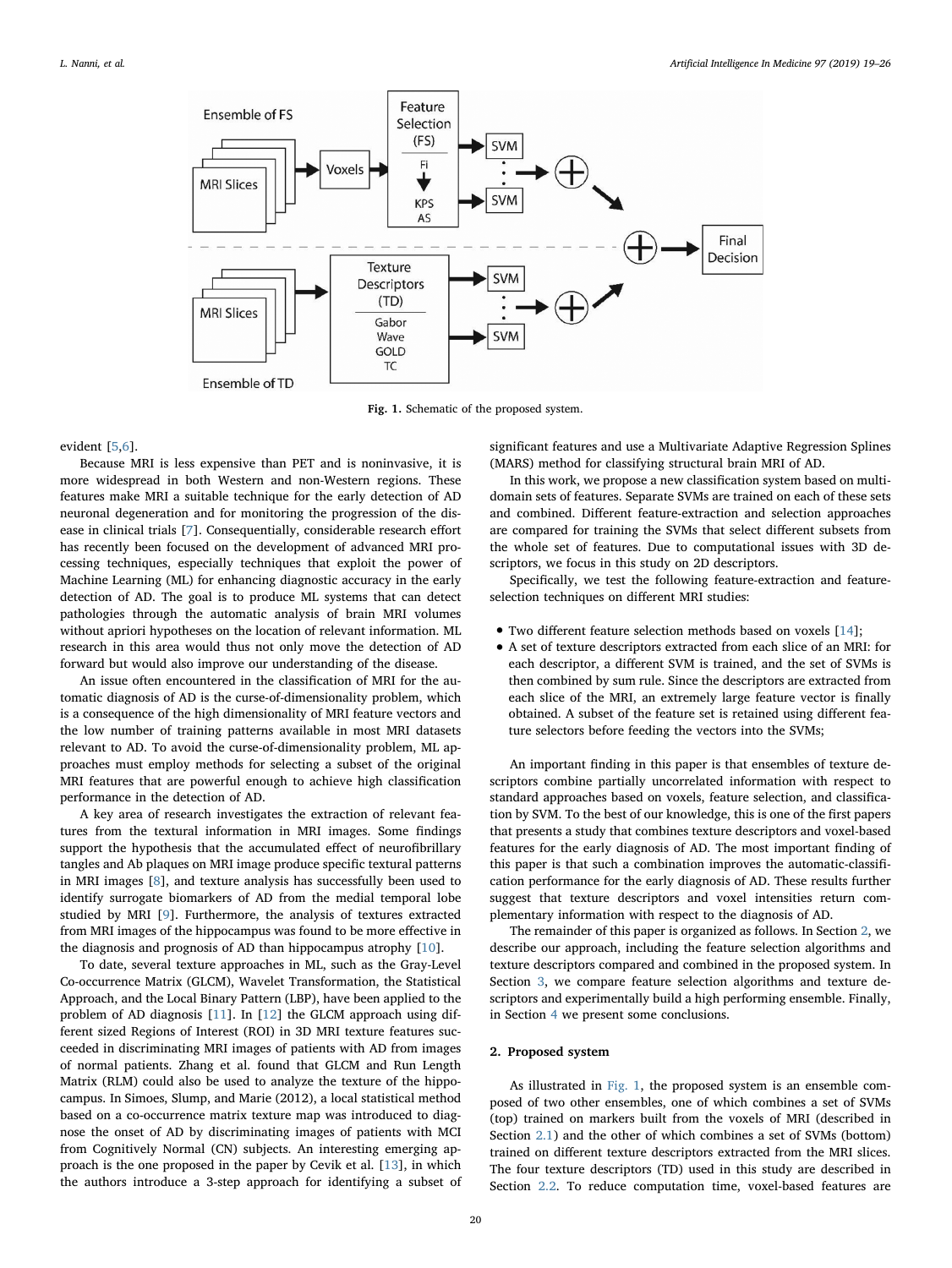Fig. 1. Schematic of the proposed system.

evident [5,6].

Because MRI is less expensive than PET and is noninvasive, it is more widespread in both Western and non-Western regions. These features make MRI a suitable technique for the early detection of AD neuronal degeneration and for monitoring the progression of the disease in clinical trials [7]. Consequentially, considerable research effort has recently been focused on the development of advanced MRI processing techniques, especially techniques that exploit the power of Machine Learning (ML) for enhancing diagnostic accuracy in the early detection of AD. The goal is to produce ML systems that can detect pathologies through the automatic analysis of brain MRI volumes without apriori hypotheses on the location of relevant information. ML research in this area would thus not only move the detection of AD forward but would also improve our understanding of the disease.

An issue often encountered in the classification of MRI for the automatic diagnosis of AD is the curse-of-dimensionality problem, which is a consequence of the high dimensionality of MRI feature vectors and the low number of training patterns available in most MRI datasets relevant to AD. To avoid the curse-of-dimensionality problem, ML approaches must employ methods for selecting a subset of the original MRI features that are powerful enough to achieve high classification performance in the detection of AD.

A key area of research investigates the extraction of relevant features from the textural information in MRI images. Some findings support the hypothesis that the accumulated effect of neurofibrillary tangles and Ab plaques on MRI image produce specific textural patterns in MRI images [8], and texture analysis has successfully been used to identify surrogate biomarkers of AD from the medial temporal lobe studied by MRI [9]. Furthermore, the analysis of textures extracted from MRI images of the hippocampus was found to be more effective in the diagnosis and prognosis of AD than hippocampus atrophy [10].

To date, several texture approaches in ML, such as the Gray-Level Co-occurrence Matrix (GLCM), Wavelet Transformation, the Statistical Approach, and the Local Binary Pattern (LBP), have been applied to the problem of AD diagnosis [11]. In [12] the GLCM approach using different sized Regions of Interest (ROI) in 3D MRI texture features succeeded in discriminating MRI images of patients with AD from images of normal patients. Zhang et al. found that GLCM and Run Length Matrix (RLM) could also be used to analyze the texture of the hippocampus. In Simoes, Slump, and Marie (2012), a local statistical method based on a co-occurrence matrix texture map was introduced to diagnose the onset of AD by discriminating images of patients with MCI from Cognitively Normal (CN) subjects. An interesting emerging approach is the one proposed in the paper by Cevik et al. [13], in which the authors introduce a 3-step approach for identifying a subset of significant features and use a Multivariate Adaptive Regression Splines (MARS) method for classifying structural brain MRI of AD.

In this work, we propose a new classification system based on multi-domain sets of features. Separate SVMs are trained on each of these sets and combined. Different feature-extraction and selection approaches are compared for training the SVMs that select different subsets from the whole set of features. Due to computational issues with 3D descriptors, we focus in this study on 2D descriptors.

Specifically, we test the following feature-extraction and feature-selection techniques on different MRI studies:

- Two different feature selection methods based on voxels [14];
- A set of texture descriptors extracted from each slice of an MRI: for each descriptor, a different SVM is trained, and the set of SVMs is then combined by sum rule. Since the descriptors are extracted from each slice of the MRI, an extremely large feature vector is finally obtained. A subset of the feature set is retained using different feature selectors before feeding the vectors into the SVMs;

An important finding in this paper is that ensembles of texture descriptors combine partially uncorrelated information with respect to standard approaches based on voxels, feature selection, and classification by SVM. To the best of our knowledge, this is one of the first papers that presents a study that combines texture descriptors and voxel-based features for the early diagnosis of AD. The most important finding of this paper is that such a combination improves the automatic-classification performance for the early diagnosis of AD. These results further suggest that texture descriptors and voxel intensities return complementary information with respect to the diagnosis of AD.

The remainder of this paper is organized as follows. In Section 2, we describe our approach, including the feature selection algorithms and texture descriptors compared and combined in the proposed system. In Section 3, we compare feature selection algorithms and texture descriptors and experimentally build a high performing ensemble. Finally, in Section 4 we present some conclusions.

## 2. Proposed system

As illustrated in Fig. 1, the proposed system is an ensemble composed of two other ensembles, one of which combines a set of SVMs (top) trained on markers built from the voxels of MRI (described in Section 2.1) and the other of which combines a set of SVMs (bottom) trained on different texture descriptors extracted from the MRI slices. The four texture descriptors (TD) used in this study are described in Section 2.2. To reduce computation time, voxel-based features are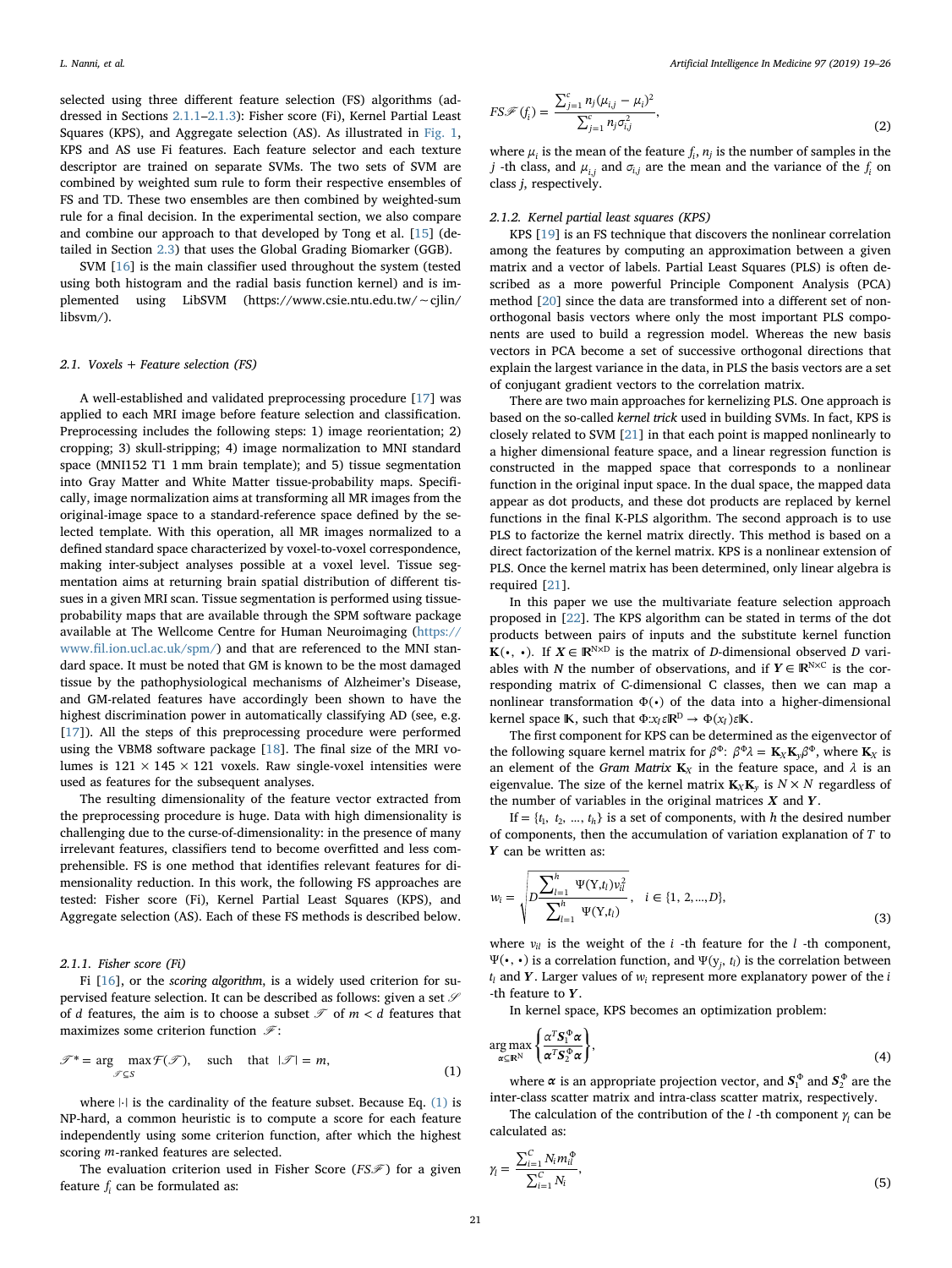selected using three different feature selection (FS) algorithms (addressed in Sections 2.1.1–2.1.3): Fisher score (Fi), Kernel Partial Least Squares (KPS), and Aggregate selection (AS). As illustrated in Fig. 1, KPS and AS use Fi features. Each feature selector and each texture descriptor are trained on separate SVMs. The two sets of SVM are combined by weighted sum rule to form their respective ensembles of FS and TD. These two ensembles are then combined by weighted-sum rule for a final decision. In the experimental section, we also compare and combine our approach to that developed by Tong et al. [15] (detailed in Section 2.3) that uses the Global Grading Biomarker (GGB).

SVM [16] is the main classifier used throughout the system (tested using both histogram and the radial basis function kernel) and is implemented using LibSVM (https://www.csie.ntu.edu.tw/~cjlin/libsvm/).

### 2.1. Voxels + Feature selection (FS)

A well-established and validated preprocessing procedure [17] was applied to each MRI image before feature selection and classification. Preprocessing includes the following steps: 1) image reorientation; 2) cropping; 3) skull-stripping; 4) image normalization to MNI standard space (MNI152 T1 1 mm brain template); and 5) tissue segmentation into Gray Matter and White Matter tissue-probability maps. Specifically, image normalization aims at transforming all MR images from the original-image space to a standard-reference space defined by the selected template. With this operation, all MR images normalized to a defined standard space characterized by voxel-to-voxel correspondence, making inter-subject analyses possible at a voxel level. Tissue segmentation aims at returning brain spatial distribution of different tissues in a given MRI scan. Tissue segmentation is performed using tissue-probability maps that are available through the SPM software package available at The Wellcome Centre for Human Neuroimaging (https://www.fil.ion.ucl.ac.uk/spm/) and that are referenced to the MNI standard space. It must be noted that GM is known to be the most damaged tissue by the pathophysiological mechanisms of Alzheimer's Disease, and GM-related features have accordingly been shown to have the highest discrimination power in automatically classifying AD (see, e.g. [17]). All the steps of this preprocessing procedure were performed using the VBM8 software package [18]. The final size of the MRI volumes is 121 × 145 × 121 voxels. Raw single-voxel intensities were used as features for the subsequent analyses.

The resulting dimensionality of the feature vector extracted from the preprocessing procedure is huge. Data with high dimensionality is challenging due to the curse-of-dimensionality: in the presence of many irrelevant features, classifiers tend to become overfitted and less comprehensible. FS is one method that identifies relevant features for dimensionality reduction. In this work, the following FS approaches are tested: Fisher score (Fi), Kernel Partial Least Squares (KPS), and Aggregate selection (AS). Each of these FS methods is described below.

#### 2.1.1. Fisher score (Fi)

Fi [16], or the *scoring algorithm*, is a widely used criterion for supervised feature selection. It can be described as follows: given a set $\mathscr{S}$ of $d$ features, the aim is to choose a subset $\mathscr{T}$ of $m < d$ features that maximizes some criterion function $\mathcal{F}$:

$$\mathscr{T}^* = \arg\max_{\mathscr{T} \subseteq S} \mathcal{F}(\mathscr{T}), \quad \text{such that} \quad |\mathscr{T}| = m, \tag{1}$$

where $|\cdot|$ is the cardinality of the feature subset. Because Eq. (1) is NP-hard, a common heuristic is to compute a score for each feature independently using some criterion function, after which the highest scoring $m$-ranked features are selected.

The evaluation criterion used in Fisher Score ($FS\mathscr{F}$) for a given feature $f_i$ can be formulated as:

$$FS\mathscr{F}(f_i) = \frac{\sum_{j=1}^{c} n_j (\mu_{i,j} - \mu_i)^2}{\sum_{j=1}^{c} n_j \sigma_{i,j}^2}, \tag{2}$$

where $\mu_i$ is the mean of the feature $f_i$, $n_j$ is the number of samples in the $j$ -th class, and $\mu_{i,j}$ and $\sigma_{i,j}$ are the mean and the variance of the $f_i$ on class $j$, respectively.

#### 2.1.2. Kernel partial least squares (KPS)

KPS [19] is an FS technique that discovers the nonlinear correlation among the features by computing an approximation between a given matrix and a vector of labels. Partial Least Squares (PLS) is often described as a more powerful Principle Component Analysis (PCA) method [20] since the data are transformed into a different set of non-orthogonal basis vectors where only the most important PLS components are used to build a regression model. Whereas the new basis vectors in PCA become a set of successive orthogonal directions that explain the largest variance in the data, in PLS the basis vectors are a set of conjugant gradient vectors to the correlation matrix.

There are two main approaches for kernelizing PLS. One approach is based on the so-called *kernel trick* used in building SVMs. In fact, KPS is closely related to SVM [21] in that each point is mapped nonlinearly to a higher dimensional feature space, and a linear regression function is constructed in the mapped space that corresponds to a nonlinear function in the original input space. In the dual space, the mapped data appear as dot products, and these dot products are replaced by kernel functions in the final K-PLS algorithm. The second approach is to use PLS to factorize the kernel matrix directly. This method is based on a direct factorization of the kernel matrix. KPS is a nonlinear extension of PLS. Once the kernel matrix has been determined, only linear algebra is required [21].

In this paper we use the multivariate feature selection approach proposed in [22]. The KPS algorithm can be stated in terms of the dot products between pairs of inputs and the substitute kernel function $\mathbf{K}(\bullet, \bullet)$. If $\boldsymbol{X} \in \mathbb{R}^{N \times D}$ is the matrix of $D$-dimensional observed $D$ variables with $N$ the number of observations, and if $\boldsymbol{Y} \in \mathbb{R}^{N \times C}$ is the corresponding matrix of C-dimensional C classes, then we can map a nonlinear transformation $\Phi(\bullet)$ of the data into a higher-dimensional kernel space $\mathbb{K}$, such that $\Phi: x_I \varepsilon \mathbb{R}^D \rightarrow \Phi(x_I) \varepsilon \mathbb{K}$.

The first component for KPS can be determined as the eigenvector of the following square kernel matrix for $\beta^\Phi$: $\beta^\Phi \lambda = \mathbf{K}_X \mathbf{K}_y \beta^\Phi$, where $\mathbf{K}_X$ is an element of the *Gram Matrix* $\mathbf{K}_X$ in the feature space, and $\lambda$ is an eigenvalue. The size of the kernel matrix $\mathbf{K}_X \mathbf{K}_y$ is $N \times N$ regardless of the number of variables in the original matrices $\boldsymbol{X}$ and $\boldsymbol{Y}$.

If $= \{t_1, t_2, ..., t_h\}$ is a set of components, with $h$ the desired number of components, then the accumulation of variation explanation of $T$ to $\boldsymbol{Y}$ can be written as:

$$w_i = \sqrt{D \frac{\sum_{l=1}^{h} \Psi(\mathrm{Y}, t_l) v_{il}^2}{\sum_{l=1}^{h} \Psi(\mathrm{Y}, t_l)}}, \quad i \in \{1, 2, ..., D\}, \tag{3}$$

where $v_{il}$ is the weight of the $i$ -th feature for the $l$ -th component, $\Psi(\bullet, \bullet)$ is a correlation function, and $\Psi(y_j, t_l)$ is the correlation between $t_l$ and $\boldsymbol{Y}$. Larger values of $w_i$ represent more explanatory power of the $i$ -th feature to $\boldsymbol{Y}$.

In kernel space, KPS becomes an optimization problem:

$$\arg\max_{\alpha \subseteq \mathbb{R}^N} \left\{ \frac{\alpha^T \boldsymbol{S}_1^\Phi \alpha}{\alpha^T \boldsymbol{S}_2^\Phi \alpha} \right\}, \tag{4}$$

where $\alpha$ is an appropriate projection vector, and $\boldsymbol{S}_1^\Phi$ and $\boldsymbol{S}_2^\Phi$ are the inter-class scatter matrix and intra-class scatter matrix, respectively.

The calculation of the contribution of the $l$ -th component $\gamma_l$ can be calculated as:

$$\gamma_l = \frac{\sum_{i=1}^{C} N_i m_{il}^\Phi}{\sum_{i=1}^{C} N_i}, \tag{5}$$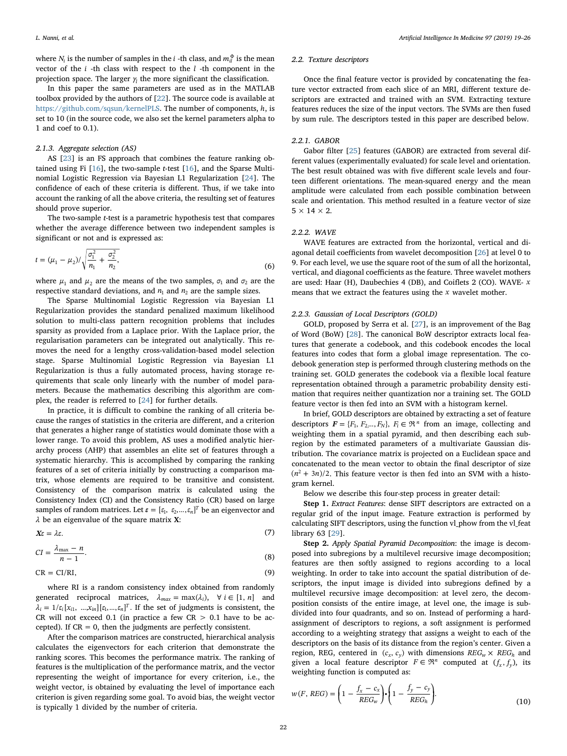where $N_i$ is the number of samples in the $i$ -th class, and $m_{il}^{\Phi}$ is the mean vector of the $i$ -th class with respect to the $l$ -th component in the projection space. The larger $\gamma_l$ the more significant the classification.

In this paper the same parameters are used as in the MATLAB toolbox provided by the authors of [22]. The source code is available at https://github.com/sqsun/kernelPLS. The number of components, $h$, is set to 10 (in the source code, we also set the kernel parameters alpha to 1 and coef to 0.1).

#### 2.1.3. Aggregate selection (AS)

AS [23] is an FS approach that combines the feature ranking obtained using Fi [16], the two-sample $t$-test [16], and the Sparse Multinomial Logistic Regression via Bayesian L1 Regularization [24]. The confidence of each of these criteria is different. Thus, if we take into account the ranking of all the above criteria, the resulting set of features should prove superior.

The two-sample $t$-test is a parametric hypothesis test that compares whether the average difference between two independent samples is significant or not and is expressed as:

$$t = (\mu_1 - \mu_2)/\sqrt{\frac{\sigma_1^2}{n_1} + \frac{\sigma_2^2}{n_2}}, \tag{6}$$

where $\mu_1$ and $\mu_2$ are the means of the two samples, $\sigma_1$ and $\sigma_2$ are the respective standard deviations, and $n_1$ and $n_2$ are the sample sizes.

The Sparse Multinomial Logistic Regression via Bayesian L1 Regularization provides the standard penalized maximum likelihood solution to multi-class pattern recognition problems that includes sparsity as provided from a Laplace prior. With the Laplace prior, the regularisation parameters can be integrated out analytically. This removes the need for a lengthy cross-validation-based model selection stage. Sparse Multinomial Logistic Regression via Bayesian L1 Regularization is thus a fully automated process, having storage requirements that scale only linearly with the number of model parameters. Because the mathematics describing this algorithm are complex, the reader is referred to [24] for further details.

In practice, it is difficult to combine the ranking of all criteria because the ranges of statistics in the criteria are different, and a criterion that generates a higher range of statistics would dominate those with a lower range. To avoid this problem, AS uses a modified analytic hierarchy process (AHP) that assembles an elite set of features through a systematic hierarchy. This is accomplished by comparing the ranking features of a set of criteria initially by constructing a comparison matrix, whose elements are required to be transitive and consistent. Consistency of the comparison matrix is calculated using the Consistency Index (CI) and the Consistency Ratio (CR) based on large samples of random matrices. Let $\boldsymbol{\varepsilon} = [\varepsilon_1, \varepsilon_2, \ldots, \varepsilon_n]^T$ be an eigenvector and $\lambda$ be an eigenvalue of the square matrix $\mathbf{X}$:

$$\boldsymbol{X}\varepsilon = \lambda\varepsilon. \tag{7}$$

$$CI = \frac{\lambda_{\max} - n}{n - 1}. \tag{8}$$

$$\text{CR} = \text{CI/RI}, \tag{9}$$

where RI is a random consistency index obtained from randomly generated reciprocal matrices, $\lambda_{max} = \max(\lambda_i)$, $\forall\ i \in [1, n]$ and $\lambda_i = 1/\varepsilon_i[x_{i1}, \ldots, x_{in}][\varepsilon_1, \ldots, \varepsilon_n]^T$. If the set of judgments is consistent, the CR will not exceed 0.1 (in practice a few CR $>$ 0.1 have to be accepted). If CR $=$ 0, then the judgments are perfectly consistent.

After the comparison matrices are constructed, hierarchical analysis calculates the eigenvectors for each criterion that demonstrate the ranking scores. This becomes the performance matrix. The ranking of features is the multiplication of the performance matrix, and the vector representing the weight of importance for every criterion, i.e., the weight vector, is obtained by evaluating the level of importance each criterion is given regarding some goal. To avoid bias, the weight vector is typically 1 divided by the number of criteria.

### 2.2. Texture descriptors

Once the final feature vector is provided by concatenating the feature vector extracted from each slice of an MRI, different texture descriptors are extracted and trained with an SVM. Extracting texture features reduces the size of the input vectors. The SVMs are then fused by sum rule. The descriptors tested in this paper are described below.

#### 2.2.1. GABOR

Gabor filter [25] features (GABOR) are extracted from several different values (experimentally evaluated) for scale level and orientation. The best result obtained was with five different scale levels and fourteen different orientations. The mean-squared energy and the mean amplitude were calculated from each possible combination between scale and orientation. This method resulted in a feature vector of size $5 \times 14 \times 2$.

#### 2.2.2. WAVE

WAVE features are extracted from the horizontal, vertical and diagonal detail coefficients from wavelet decomposition [26] at level 0 to 9. For each level, we use the square root of the sum of all the horizontal, vertical, and diagonal coefficients as the feature. Three wavelet mothers are used: Haar (H), Daubechies 4 (DB), and Coiflets 2 (CO). WAVE- $x$ means that we extract the features using the $x$ wavelet mother.

#### 2.2.3. Gaussian of Local Descriptors (GOLD)

GOLD, proposed by Serra et al. [27], is an improvement of the Bag of Word (BoW) [28]. The canonical BoW descriptor extracts local features that generate a codebook, and this codebook encodes the local features into codes that form a global image representation. The codebook generation step is performed through clustering methods on the training set. GOLD generates the codebook via a flexible local feature representation obtained through a parametric probability density estimation that requires neither quantization nor a training set. The GOLD feature vector is then fed into an SVM with a histogram kernel.

In brief, GOLD descriptors are obtained by extracting a set of feature descriptors $\boldsymbol{F} = \{F_1, F_2, \ldots, F_N\}$, $F_i \in \Re^n$ from an image, collecting and weighting them in a spatial pyramid, and then describing each subregion by the estimated parameters of a multivariate Gaussian distribution. The covariance matrix is projected on a Euclidean space and concatenated to the mean vector to obtain the final descriptor of size $(n^2 + 3n)/2$. This feature vector is then fed into an SVM with a histogram kernel.

Below we describe this four-step process in greater detail:

**Step 1.** *Extract Features*: dense SIFT descriptors are extracted on a regular grid of the input image. Feature extraction is performed by calculating SIFT descriptors, using the function vl_phow from the vl_feat library 63 [29].

**Step 2.** *Apply Spatial Pyramid Decomposition*: the image is decomposed into subregions by a multilevel recursive image decomposition; features are then softly assigned to regions according to a local weighting. In order to take into account the spatial distribution of descriptors, the input image is divided into subregions defined by a multilevel recursive image decomposition: at level zero, the decomposition consists of the entire image, at level one, the image is subdivided into four quadrants, and so on. Instead of performing a hard-assignment of descriptors to regions, a soft assignment is performed according to a weighting strategy that assigns a weight to each of the descriptors on the basis of its distance from the region's center. Given a region, REG, centered in $(c_x, c_y)$ with dimensions $REG_w \times REG_h$ and given a local feature descriptor $F \in \Re^n$ computed at $(f_x, f_y)$, its weighting function is computed as:

$$w(F, REG) = \left(1 - \frac{f_x - c_x}{REG_w}\right) \cdot \left(1 - \frac{f_y - c_y}{REG_h}\right). \tag{10}$$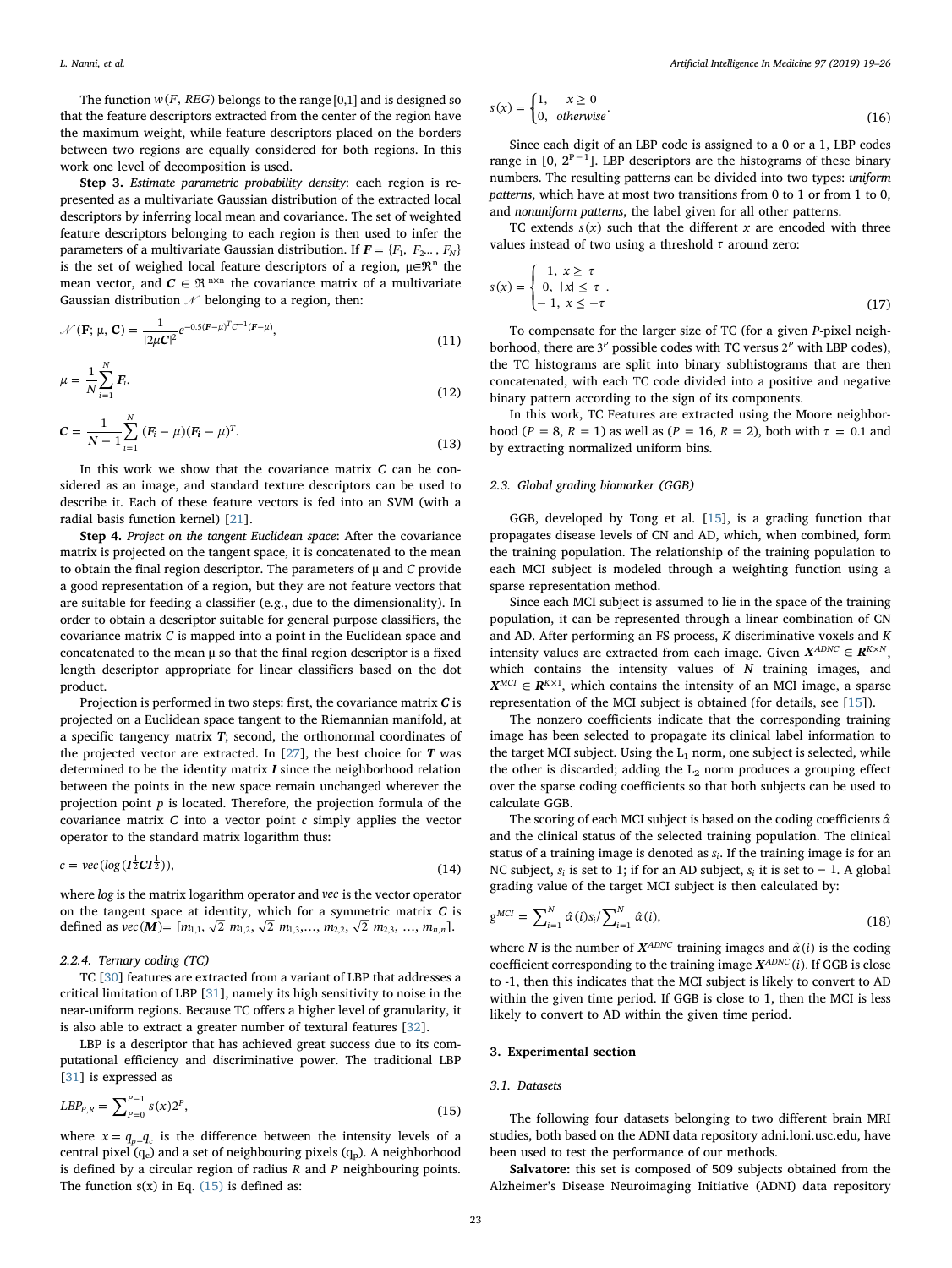The function $w(F, REG)$ belongs to the range [0,1] and is designed so that the feature descriptors extracted from the center of the region have the maximum weight, while feature descriptors placed on the borders between two regions are equally considered for both regions. In this work one level of decomposition is used.

**Step 3.** *Estimate parametric probability density*: each region is represented as a multivariate Gaussian distribution of the extracted local descriptors by inferring local mean and covariance. The set of weighted feature descriptors belonging to each region is then used to infer the parameters of a multivariate Gaussian distribution. If $\boldsymbol{F} = \{F_1, F_2 ..., F_N\}$ is the set of weighed local feature descriptors of a region, $\mu \in \Re^n$ the mean vector, and $\boldsymbol{C} \in \Re^{n \times n}$ the covariance matrix of a multivariate Gaussian distribution $\mathcal{N}$ belonging to a region, then:

$$\mathcal{N}(\mathbf{F}; \mu, \mathbf{C}) = \frac{1}{|2\mu\boldsymbol{C}|^2} e^{-0.5(\boldsymbol{F}-\mu)^T C^{-1}(\boldsymbol{F}-\mu)}, \tag{11}$$

$$\mu = \frac{1}{N}\sum_{i=1}^{N} \boldsymbol{F}_i, \tag{12}$$

$$\boldsymbol{C} = \frac{1}{N-1}\sum_{i=1}^{N} (\boldsymbol{F}_i - \mu)(\boldsymbol{F}_i - \mu)^T. \tag{13}$$

In this work we show that the covariance matrix $\boldsymbol{C}$ can be considered as an image, and standard texture descriptors can be used to describe it. Each of these feature vectors is fed into an SVM (with a radial basis function kernel) [21].

**Step 4.** *Project on the tangent Euclidean space*: After the covariance matrix is projected on the tangent space, it is concatenated to the mean to obtain the final region descriptor. The parameters of μ and $C$ provide a good representation of a region, but they are not feature vectors that are suitable for feeding a classifier (e.g., due to the dimensionality). In order to obtain a descriptor suitable for general purpose classifiers, the covariance matrix $C$ is mapped into a point in the Euclidean space and concatenated to the mean μ so that the final region descriptor is a fixed length descriptor appropriate for linear classifiers based on the dot product.

Projection is performed in two steps: first, the covariance matrix $\boldsymbol{C}$ is projected on a Euclidean space tangent to the Riemannian manifold, at a specific tangency matrix $\boldsymbol{T}$; second, the orthonormal coordinates of the projected vector are extracted. In [27], the best choice for $\boldsymbol{T}$ was determined to be the identity matrix $\boldsymbol{I}$ since the neighborhood relation between the points in the new space remain unchanged wherever the projection point $p$ is located. Therefore, the projection formula of the covariance matrix $\boldsymbol{C}$ into a vector point $c$ simply applies the vector operator to the standard matrix logarithm thus:

$$c = vec(log(\boldsymbol{I}^{\frac{1}{2}}\boldsymbol{C}\boldsymbol{I}^{\frac{1}{2}})), \tag{14}$$

where *log* is the matrix logarithm operator and *vec* is the vector operator on the tangent space at identity, which for a symmetric matrix $\boldsymbol{C}$ is defined as $vec(\boldsymbol{M}) = [m_{1,1}, \sqrt{2}\ m_{1,2}, \sqrt{2}\ m_{1,3},..., m_{2,2}, \sqrt{2}\ m_{2,3}, ..., m_{n,n}]$.

#### 2.2.4. Ternary coding (TC)

TC [30] features are extracted from a variant of LBP that addresses a critical limitation of LBP [31], namely its high sensitivity to noise in the near-uniform regions. Because TC offers a higher level of granularity, it is also able to extract a greater number of textural features [32].

LBP is a descriptor that has achieved great success due to its computational efficiency and discriminative power. The traditional LBP [31] is expressed as

$$LBP_{P,R} = \sum_{P=0}^{P-1} s(x)2^P, \tag{15}$$

where $x = q_p - q_c$ is the difference between the intensity levels of a central pixel ($q_c$) and a set of neighbouring pixels ($q_p$). A neighborhood is defined by a circular region of radius $R$ and $P$ neighbouring points. The function s(x) in Eq. (15) is defined as:

$$s(x) = \begin{cases} 1, & x \geq 0 \\ 0, & otherwise \end{cases}. \tag{16}$$

Since each digit of an LBP code is assigned to a 0 or a 1, LBP codes range in [0, $2^{P-1}$]. LBP descriptors are the histograms of these binary numbers. The resulting patterns can be divided into two types: *uniform patterns*, which have at most two transitions from 0 to 1 or from 1 to 0, and *nonuniform patterns*, the label given for all other patterns.

TC extends $s(x)$ such that the different $x$ are encoded with three values instead of two using a threshold $\tau$ around zero:

$$s(x) = \begin{cases} 1, & x \geq \tau \\ 0, & |x| \leq \tau \\ -1, & x \leq -\tau \end{cases}. \tag{17}$$

To compensate for the larger size of TC (for a given $P$-pixel neighborhood, there are $3^P$ possible codes with TC versus $2^P$ with LBP codes), the TC histograms are split into binary subhistograms that are then concatenated, with each TC code divided into a positive and negative binary pattern according to the sign of its components.

In this work, TC Features are extracted using the Moore neighborhood ($P = 8$, $R = 1$) as well as ($P = 16$, $R = 2$), both with $\tau = 0.1$ and by extracting normalized uniform bins.

### 2.3. Global grading biomarker (GGB)

GGB, developed by Tong et al. [15], is a grading function that propagates disease levels of CN and AD, which, when combined, form the training population. The relationship of the training population to each MCI subject is modeled through a weighting function using a sparse representation method.

Since each MCI subject is assumed to lie in the space of the training population, it can be represented through a linear combination of CN and AD. After performing an FS process, $K$ discriminative voxels and $K$ intensity values are extracted from each image. Given $\boldsymbol{X}^{ADNC} \in \boldsymbol{R}^{K \times N}$, which contains the intensity values of $N$ training images, and $\boldsymbol{X}^{MCI} \in \boldsymbol{R}^{K \times 1}$, which contains the intensity of an MCI image, a sparse representation of the MCI subject is obtained (for details, see [15]).

The nonzero coefficients indicate that the corresponding training image has been selected to propagate its clinical label information to the target MCI subject. Using the $L_1$ norm, one subject is selected, while the other is discarded; adding the $L_2$ norm produces a grouping effect over the sparse coding coefficients so that both subjects can be used to calculate GGB.

The scoring of each MCI subject is based on the coding coefficients $\hat{\alpha}$ and the clinical status of the selected training population. The clinical status of a training image is denoted as $s_i$. If the training image is for an NC subject, $s_i$ is set to 1; if for an AD subject, $s_i$ it is set to $-1$. A global grading value of the target MCI subject is then calculated by:

$$g^{MCI} = \sum_{i=1}^{N} \hat{\alpha}(i)s_i / \sum_{i=1}^{N} \hat{\alpha}(i), \tag{18}$$

where $N$ is the number of $\boldsymbol{X}^{ADNC}$ training images and $\hat{\alpha}(i)$ is the coding coefficient corresponding to the training image $\boldsymbol{X}^{ADNC}(i)$. If GGB is close to -1, then this indicates that the MCI subject is likely to convert to AD within the given time period. If GGB is close to 1, then the MCI is less likely to convert to AD within the given time period.

## 3. Experimental section

### 3.1. Datasets

The following four datasets belonging to two different brain MRI studies, both based on the ADNI data repository adni.loni.usc.edu, have been used to test the performance of our methods.

**Salvatore:** this set is composed of 509 subjects obtained from the Alzheimer's Disease Neuroimaging Initiative (ADNI) data repository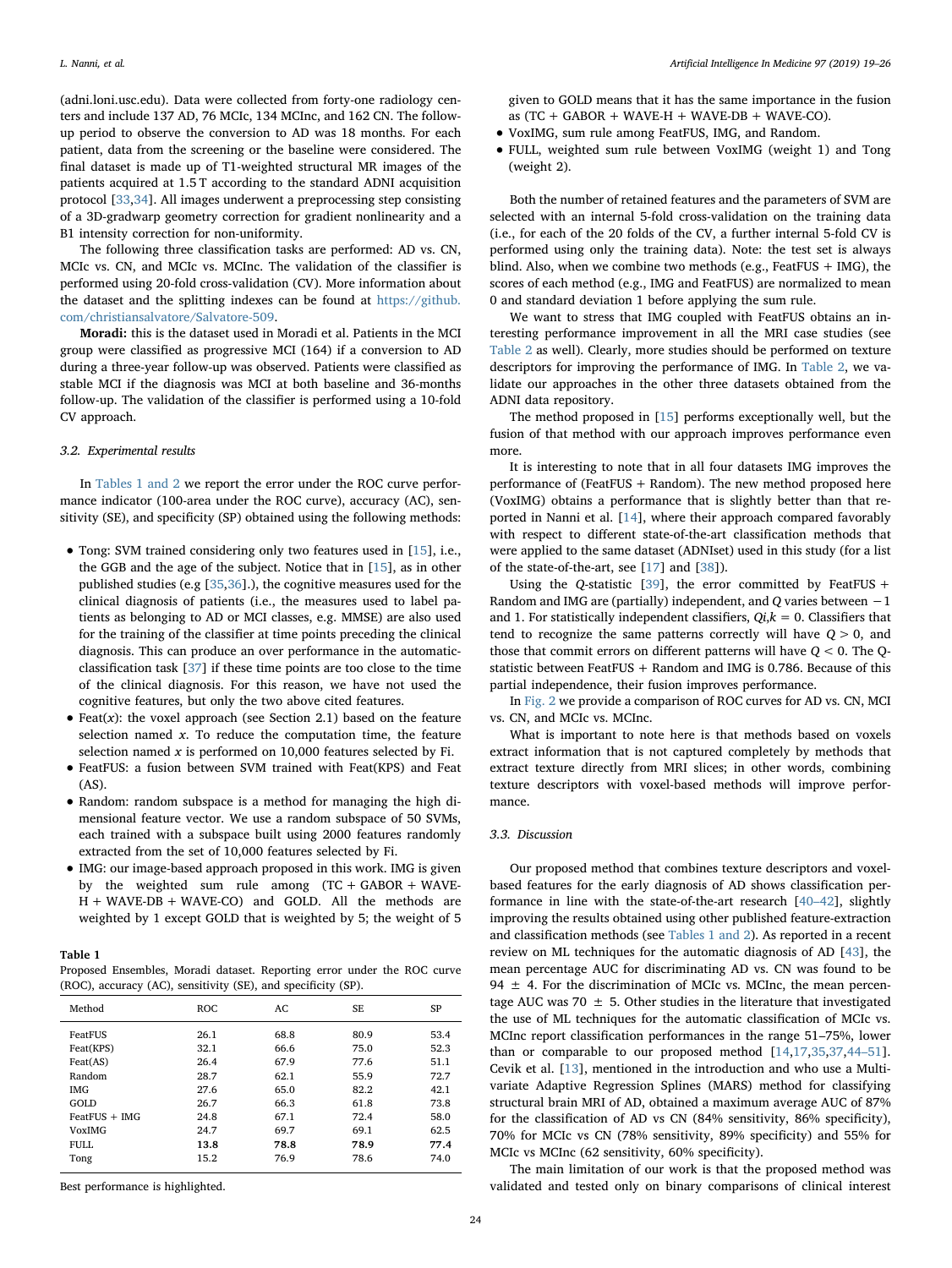(adni.loni.usc.edu). Data were collected from forty-one radiology centers and include 137 AD, 76 MCIc, 134 MCInc, and 162 CN. The follow-up period to observe the conversion to AD was 18 months. For each patient, data from the screening or the baseline were considered. The final dataset is made up of T1-weighted structural MR images of the patients acquired at 1.5 T according to the standard ADNI acquisition protocol [33,34]. All images underwent a preprocessing step consisting of a 3D-gradwarp geometry correction for gradient nonlinearity and a B1 intensity correction for non-uniformity.

The following three classification tasks are performed: AD vs. CN, MCIc vs. CN, and MCIc vs. MCInc. The validation of the classifier is performed using 20-fold cross-validation (CV). More information about the dataset and the splitting indexes can be found at https://github.com/christiansalvatore/Salvatore-509.

**Moradi:** this is the dataset used in Moradi et al. Patients in the MCI group were classified as progressive MCI (164) if a conversion to AD during a three-year follow-up was observed. Patients were classified as stable MCI if the diagnosis was MCI at both baseline and 36-months follow-up. The validation of the classifier is performed using a 10-fold CV approach.

### 3.2. Experimental results

In Tables 1 and 2 we report the error under the ROC curve performance indicator (100-area under the ROC curve), accuracy (AC), sensitivity (SE), and specificity (SP) obtained using the following methods:

- Tong: SVM trained considering only two features used in [15], i.e., the GGB and the age of the subject. Notice that in [15], as in other published studies (e.g [35,36].), the cognitive measures used for the clinical diagnosis of patients (i.e., the measures used to label patients as belonging to AD or MCI classes, e.g. MMSE) are also used for the training of the classifier at time points preceding the clinical diagnosis. This can produce an over performance in the automatic-classification task [37] if these time points are too close to the time of the clinical diagnosis. For this reason, we have not used the cognitive features, but only the two above cited features.
- Feat($x$): the voxel approach (see Section 2.1) based on the feature selection named $x$. To reduce the computation time, the feature selection named $x$ is performed on 10,000 features selected by Fi.
- FeatFUS: a fusion between SVM trained with Feat(KPS) and Feat (AS).
- Random: random subspace is a method for managing the high dimensional feature vector. We use a random subspace of 50 SVMs, each trained with a subspace built using 2000 features randomly extracted from the set of 10,000 features selected by Fi.
- IMG: our image-based approach proposed in this work. IMG is given by the weighted sum rule among (TC + GABOR + WAVE-H + WAVE-DB + WAVE-CO) and GOLD. All the methods are weighted by 1 except GOLD that is weighted by 5; the weight of 5 given to GOLD means that it has the same importance in the fusion as (TC + GABOR + WAVE-H + WAVE-DB + WAVE-CO).
- VoxIMG, sum rule among FeatFUS, IMG, and Random.
- FULL, weighted sum rule between VoxIMG (weight 1) and Tong (weight 2).

**Table 1**
Proposed Ensembles, Moradi dataset. Reporting error under the ROC curve (ROC), accuracy (AC), sensitivity (SE), and specificity (SP).

| Method | ROC | AC | SE | SP |
|---|---|---|---|---|
| FeatFUS | 26.1 | 68.8 | 80.9 | 53.4 |
| Feat(KPS) | 32.1 | 66.6 | 75.0 | 52.3 |
| Feat(AS) | 26.4 | 67.9 | 77.6 | 51.1 |
| Random | 28.7 | 62.1 | 55.9 | 72.7 |
| IMG | 27.6 | 65.0 | 82.2 | 42.1 |
| GOLD | 26.7 | 66.3 | 61.8 | 73.8 |
| FeatFUS + IMG | 24.8 | 67.1 | 72.4 | 58.0 |
| VoxIMG | 24.7 | 69.7 | 69.1 | 62.5 |
| FULL | **13.8** | **78.8** | **78.9** | **77.4** |
| Tong | 15.2 | 76.9 | 78.6 | 74.0 |

Best performance is highlighted.

Both the number of retained features and the parameters of SVM are selected with an internal 5-fold cross-validation on the training data (i.e., for each of the 20 folds of the CV, a further internal 5-fold CV is performed using only the training data). Note: the test set is always blind. Also, when we combine two methods (e.g., FeatFUS + IMG), the scores of each method (e.g., IMG and FeatFUS) are normalized to mean 0 and standard deviation 1 before applying the sum rule.

We want to stress that IMG coupled with FeatFUS obtains an interesting performance improvement in all the MRI case studies (see Table 2 as well). Clearly, more studies should be performed on texture descriptors for improving the performance of IMG. In Table 2, we validate our approaches in the other three datasets obtained from the ADNI data repository.

The method proposed in [15] performs exceptionally well, but the fusion of that method with our approach improves performance even more.

It is interesting to note that in all four datasets IMG improves the performance of (FeatFUS + Random). The new method proposed here (VoxIMG) obtains a performance that is slightly better than that reported in Nanni et al. [14], where their approach compared favorably with respect to different state-of-the-art classification methods that were applied to the same dataset (ADNIset) used in this study (for a list of the state-of-the-art, see [17] and [38]).

Using the $Q$-statistic [39], the error committed by FeatFUS + Random and IMG are (partially) independent, and $Q$ varies between $-1$ and 1. For statistically independent classifiers, $Q_{i,k} = 0$. Classifiers that tend to recognize the same patterns correctly will have $Q > 0$, and those that commit errors on different patterns will have $Q < 0$. The Q-statistic between FeatFUS + Random and IMG is 0.786. Because of this partial independence, their fusion improves performance.

In Fig. 2 we provide a comparison of ROC curves for AD vs. CN, MCI vs. CN, and MCIc vs. MCInc.

What is important to note here is that methods based on voxels extract information that is not captured completely by methods that extract texture directly from MRI slices; in other words, combining texture descriptors with voxel-based methods will improve performance.

### 3.3. Discussion

Our proposed method that combines texture descriptors and voxel-based features for the early diagnosis of AD shows classification performance in line with the state-of-the-art research [40–42], slightly improving the results obtained using other published feature-extraction and classification methods (see Tables 1 and 2). As reported in a recent review on ML techniques for the automatic diagnosis of AD [43], the mean percentage AUC for discriminating AD vs. CN was found to be 94 ± 4. For the discrimination of MCIc vs. MCInc, the mean percentage AUC was 70 ± 5. Other studies in the literature that investigated the use of ML techniques for the automatic classification of MCIc vs. MCInc report classification performances in the range 51–75%, lower than or comparable to our proposed method [14,17,35,37,44–51]. Cevik et al. [13], mentioned in the introduction and who use a Multivariate Adaptive Regression Splines (MARS) method for classifying structural brain MRI of AD, obtained a maximum average AUC of 87% for the classification of AD vs CN (84% sensitivity, 86% specificity), 70% for MCIc vs CN (78% sensitivity, 89% specificity) and 55% for MCIc vs MCInc (62 sensitivity, 60% specificity).

The main limitation of our work is that the proposed method was validated and tested only on binary comparisons of clinical interest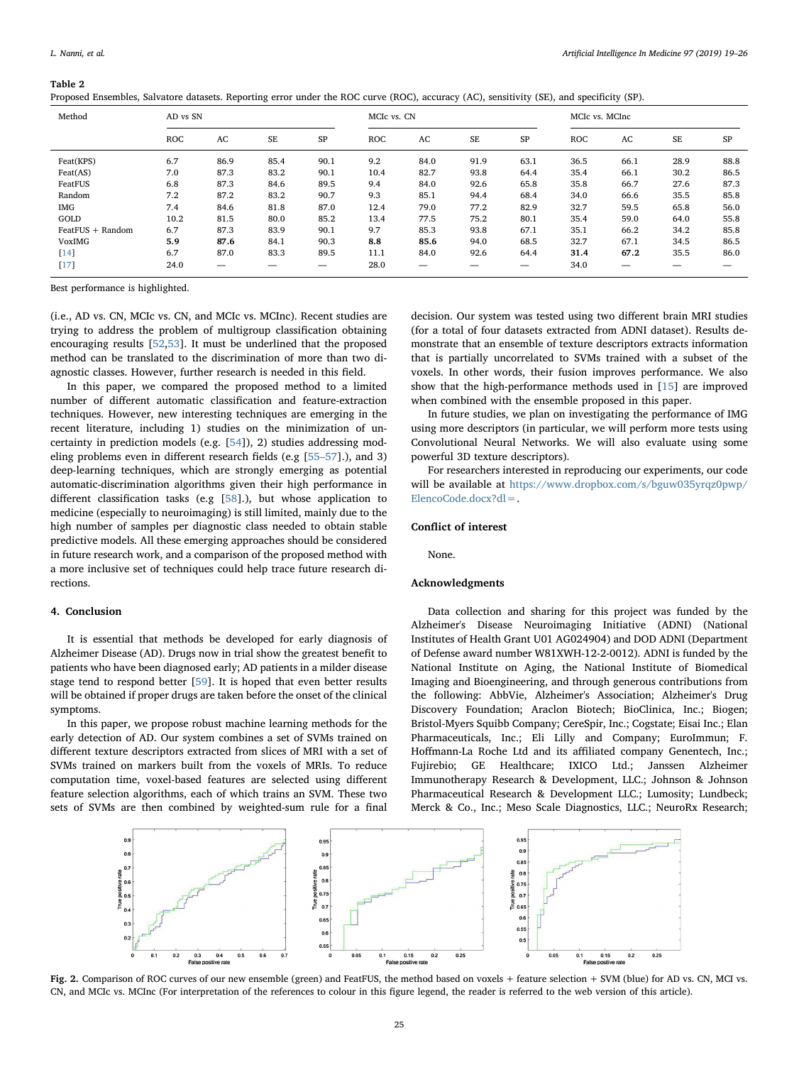**Table 2**
Proposed Ensembles, Salvatore datasets. Reporting error under the ROC curve (ROC), accuracy (AC), sensitivity (SE), and specificity (SP).

| Method | AD vs SN | | | | MCIc vs. CN | | | | MCIc vs. MCInc | | | |
|---|---|---|---|---|---|---|---|---|---|---|---|---|
| | ROC | AC | SE | SP | ROC | AC | SE | SP | ROC | AC | SE | SP |
| Feat(KPS) | 6.7 | 86.9 | 85.4 | 90.1 | 9.2 | 84.0 | 91.9 | 63.1 | 36.5 | 66.1 | 28.9 | 88.8 |
| Feat(AS) | 7.0 | 87.3 | 83.2 | 90.1 | 10.4 | 82.7 | 93.8 | 64.4 | 35.4 | 66.1 | 30.2 | 86.5 |
| FeatFUS | 6.8 | 87.3 | 84.6 | 89.5 | 9.4 | 84.0 | 92.6 | 65.8 | 35.8 | 66.7 | 27.6 | 87.3 |
| Random | 7.2 | 87.2 | 83.2 | 90.7 | 9.3 | 85.1 | 94.4 | 68.4 | 34.0 | 66.6 | 35.5 | 85.8 |
| IMG | 7.4 | 84.6 | 81.8 | 87.0 | 12.4 | 79.0 | 77.2 | 82.9 | 32.7 | 59.5 | 65.8 | 56.0 |
| GOLD | 10.2 | 81.5 | 80.0 | 85.2 | 13.4 | 77.5 | 75.2 | 80.1 | 35.4 | 59.0 | 64.0 | 55.8 |
| FeatFUS + Random | 6.7 | 87.3 | 83.9 | 90.1 | 9.7 | 85.3 | 93.8 | 67.1 | 35.1 | 66.2 | 34.2 | 85.8 |
| VoxIMG | **5.9** | **87.6** | 84.1 | 90.3 | **8.8** | **85.6** | 94.0 | 68.5 | 32.7 | 67.1 | 34.5 | 86.5 |
| [14] | 6.7 | 87.0 | 83.3 | 89.5 | 11.1 | 84.0 | 92.6 | 64.4 | **31.4** | **67.2** | 35.5 | 86.0 |
| [17] | 24.0 | — | — | — | 28.0 | — | — | — | 34.0 | — | — | — |

Best performance is highlighted.

(i.e., AD vs. CN, MCIc vs. CN, and MCIc vs. MCInc). Recent studies are trying to address the problem of multigroup classification obtaining encouraging results [52,53]. It must be underlined that the proposed method can be translated to the discrimination of more than two diagnostic classes. However, further research is needed in this field.

In this paper, we compared the proposed method to a limited number of different automatic classification and feature-extraction techniques. However, new interesting techniques are emerging in the recent literature, including 1) studies on the minimization of uncertainty in prediction models (e.g. [54]), 2) studies addressing modeling problems even in different research fields (e.g [55–57].), and 3) deep-learning techniques, which are strongly emerging as potential automatic-discrimination algorithms given their high performance in different classification tasks (e.g [58].), but whose application to medicine (especially to neuroimaging) is still limited, mainly due to the high number of samples per diagnostic class needed to obtain stable predictive models. All these emerging approaches should be considered in future research work, and a comparison of the proposed method with a more inclusive set of techniques could help trace future research directions.

## 4. Conclusion

It is essential that methods be developed for early diagnosis of Alzheimer Disease (AD). Drugs now in trial show the greatest benefit to patients who have been diagnosed early; AD patients in a milder disease stage tend to respond better [59]. It is hoped that even better results will be obtained if proper drugs are taken before the onset of the clinical symptoms.

In this paper, we propose robust machine learning methods for the early detection of AD. Our system combines a set of SVMs trained on different texture descriptors extracted from slices of MRI with a set of SVMs trained on markers built from the voxels of MRIs. To reduce computation time, voxel-based features are selected using different feature selection algorithms, each of which trains an SVM. These two sets of SVMs are then combined by weighted-sum rule for a final decision. Our system was tested using two different brain MRI studies (for a total of four datasets extracted from ADNI dataset). Results demonstrate that an ensemble of texture descriptors extracts information that is partially uncorrelated to SVMs trained with a subset of the voxels. In other words, their fusion improves performance. We also show that the high-performance methods used in [15] are improved when combined with the ensemble proposed in this paper.

In future studies, we plan on investigating the performance of IMG using more descriptors (in particular, we will perform more tests using Convolutional Neural Networks. We will also evaluate using some powerful 3D texture descriptors).

For researchers interested in reproducing our experiments, our code will be available at https://www.dropbox.com/s/bguw035yrqz0pwp/ElencoCode.docx?dl=.

## Conflict of interest

None.

## Acknowledgments

Data collection and sharing for this project was funded by the Alzheimer's Disease Neuroimaging Initiative (ADNI) (National Institutes of Health Grant U01 AG024904) and DOD ADNI (Department of Defense award number W81XWH-12-2-0012). ADNI is funded by the National Institute on Aging, the National Institute of Biomedical Imaging and Bioengineering, and through generous contributions from the following: AbbVie, Alzheimer's Association; Alzheimer's Drug Discovery Foundation; Araclon Biotech; BioClinica, Inc.; Biogen; Bristol-Myers Squibb Company; CereSpir, Inc.; Cogstate; Eisai Inc.; Elan Pharmaceuticals, Inc.; Eli Lilly and Company; EuroImmun; F. Hoffmann-La Roche Ltd and its affiliated company Genentech, Inc.; Fujirebio; GE Healthcare; IXICO Ltd.; Janssen Alzheimer Immunotherapy Research & Development, LLC.; Johnson & Johnson Pharmaceutical Research & Development LLC.; Lumosity; Lundbeck; Merck & Co., Inc.; Meso Scale Diagnostics, LLC.; NeuroRx Research;

**Fig. 2.** Comparison of ROC curves of our new ensemble (green) and FeatFUS, the method based on voxels + feature selection + SVM (blue) for AD vs. CN, MCI vs. CN, and MCIc vs. MCInc (For interpretation of the references to colour in this figure legend, the reader is referred to the web version of this article).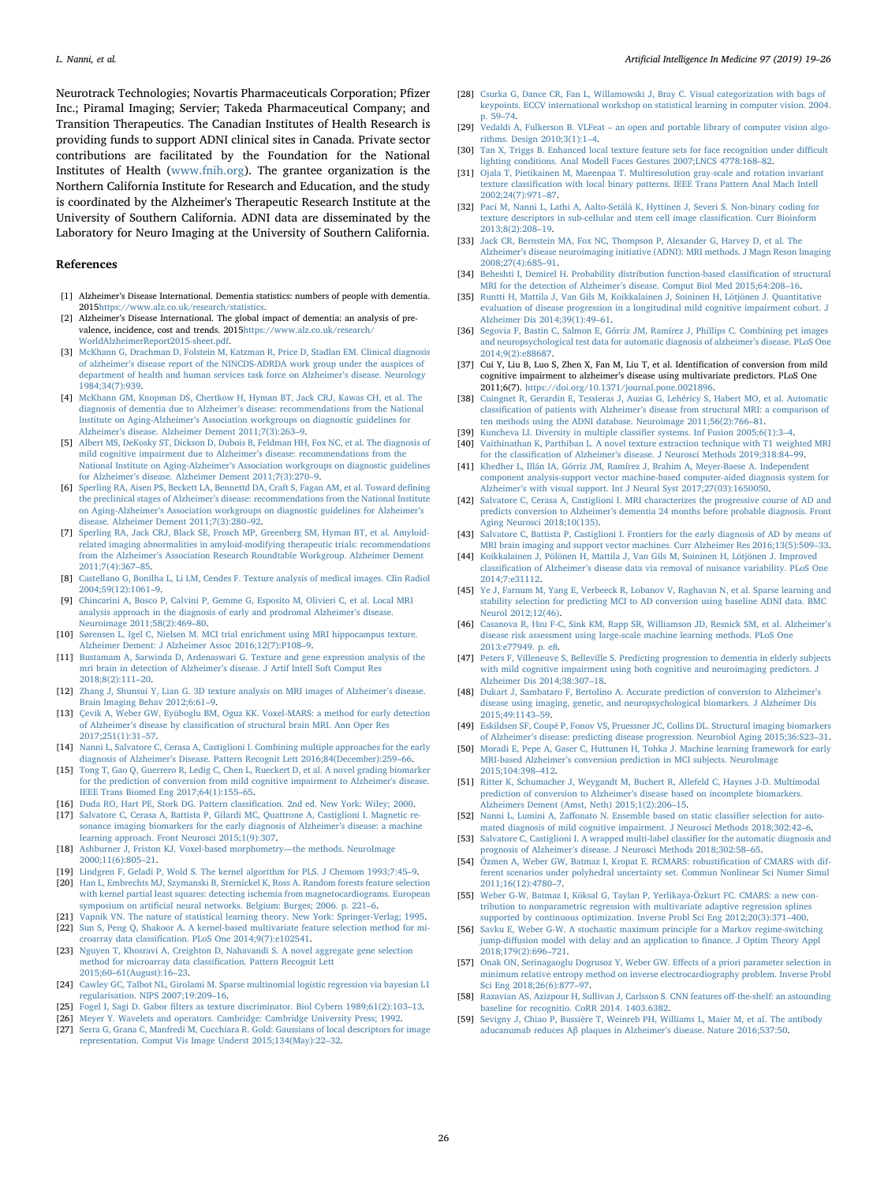Neurotrack Technologies; Novartis Pharmaceuticals Corporation; Pfizer Inc.; Piramal Imaging; Servier; Takeda Pharmaceutical Company; and Transition Therapeutics. The Canadian Institutes of Health Research is providing funds to support ADNI clinical sites in Canada. Private sector contributions are facilitated by the Foundation for the National Institutes of Health (www.fnih.org). The grantee organization is the Northern California Institute for Research and Education, and the study is coordinated by the Alzheimer's Therapeutic Research Institute at the University of Southern California. ADNI data are disseminated by the Laboratory for Neuro Imaging at the University of Southern California.

## References

[1] Alzheimer's Disease International. Dementia statistics: numbers of people with dementia. 2015https://www.alz.co.uk/research/statistics.

[2] Alzheimer's Disease International. The global impact of dementia: an analysis of prevalence, incidence, cost and trends. 2015https://www.alz.co.uk/research/WorldAlzheimerReport2015-sheet.pdf.

[3] McKhann G, Drachman D, Folstein M, Katzman R, Price D, Stadlan EM. Clinical diagnosis of alzheimer's disease report of the NINCDS-ADRDA work group under the auspices of department of health and human services task force on Alzheimer's disease. Neurology 1984;34(7):939.

[4] McKhann GM, Knopman DS, Chertkow H, Hyman BT, Jack CRJ, Kawas CH, et al. The diagnosis of dementia due to Alzheimer's disease: recommendations from the National Institute on Aging-Alzheimer's Association workgroups on diagnostic guidelines for Alzheimer's disease. Alzheimer Dement 2011;7(3):263–9.

[5] Albert MS, DeKosky ST, Dickson D, Dubois B, Feldman HH, Fox NC, et al. The diagnosis of mild cognitive impairment due to Alzheimer's disease: recommendations from the National Institute on Aging-Alzheimer's Association workgroups on diagnostic guidelines for Alzheimer's disease. Alzheimer Dement 2011;7(3):270–9.

[6] Sperling RA, Aisen PS, Beckett LA, Bennettd DA, Craft S, Fagan AM, et al. Toward defining the preclinical stages of Alzheimer's disease: recommendations from the National Institute on Aging-Alzheimer's Association workgroups on diagnostic guidelines for Alzheimer's disease. Alzheimer Dement 2011;7(3):280–92.

[7] Sperling RA, Jack CRJ, Black SE, Frosch MP, Greenberg SM, Hyman BT, et al. Amyloid-related imaging abnormalities in amyloid-modifying therapeutic trials: recommendations from the Alzheimer's Association Research Roundtable Workgroup. Alzheimer Dement 2011;7(4):367–85.

[8] Castellano G, Bonilha L, Li LM, Cendes F. Texture analysis of medical images. Clin Radiol 2004;59(12):1061–9.

[9] Chincarini A, Bosco P, Calvini P, Gemme G, Esposito M, Olivieri C, et al. Local MRI analysis approach in the diagnosis of early and prodromal Alzheimer's disease. Neuroimage 2011;58(2):469–80.

[10] Sørensen L, Igel C, Nielsen M. MCI trial enrichment using MRI hippocampus texture. Alzheimer Dement: J Alzheimer Assoc 2016;12(7):P108–9.

[11] Bustamam A, Sarwinda D, Ardenaswari G. Texture and gene expression analysis of the mri brain in detection of Alzheimer's disease. J Artif Intell Soft Comput Res 2018;8(2):111–20.

[12] Zhang J, Shunsui Y, Liang G. 3D texture analysis on MRI images of Alzheimer's disease. Brain Imaging Behav 2012;6:61–9.

[13] Çevik A, Weber GW, Eyüboglu BM, Oguz KK. Voxel-MARS: a method for early detection of Alzheimer's disease by classification of structural brain MRI. Ann Oper Res 2017;251(1):31–57.

[14] Nanni L, Salvatore C, Cerasa A, Castiglioni I. Combining multiple approaches for the early diagnosis of Alzheimer's Disease. Pattern Recognit Lett 2016;84(December):259–66.

[15] Tong T, Gao Q, Guerrero R, Ledig C, Chen L, Rueckert D, et al. A novel grading biomarker for the prediction of conversion from mild cognitive impairment to Alzheimer's disease. IEEE Trans Biomed Eng 2017;64(1):155–65.

[16] Duda RO, Hart PE, Stork DG. Pattern classification. 2nd ed. New York: Wiley; 2000.

[17] Salvatore C, Cerasa A, Battista P, Gilardi MC, Quattrone A, Castiglioni I. Magnetic resonance imaging biomarkers for the early diagnosis of Alzheimer's disease: a machine learning approach. Front Neurosci 2015;1(9):307.

[18] Ashburner J, Friston KJ. Voxel-based morphometry—the methods. NeuroImage 2000;11(6):805–21.

[19] Lindgren F, Geladi P, Wold S. The kernel algorithm for PLS. J Chemom 1993;7:45–9.

[20] Han L, Embrechts MJ, Szymanski B, Sternickel K, Ross A. Random forests feature selection with kernel partial least squares: detecting ischemia from magnetocardiograms. European symposium on artificial neural networks. Belgium: Burges; 2006. p. 221–6.

[21] Vapnik VN. The nature of statistical learning theory. New York: Springer-Verlag; 1995.

[22] Sun S, Peng Q, Shakoor A. A kernel-based multivariate feature selection method for microarray data classification. PLoS One 2014;9(7):e102541.

[23] Nguyen T, Khosravi A, Creighton D, Nahavandi S. A novel aggregate gene selection method for microarray data classification. Pattern Recognit Lett 2015;60–61(August):16–23.

[24] Cawley GC, Talbot NL, Girolami M. Sparse multinomial logistic regression via bayesian L1 regularisation. NIPS 2007;19:209–16.

[25] Fogel I, Sagi D. Gabor filters as texture discriminator. Biol Cybern 1989;61(2):103–13.

[26] Meyer Y. Wavelets and operators. Cambridge: Cambridge University Press; 1992.

[27] Serra G, Grana C, Manfredi M, Cucchiara R. Gold: Gaussians of local descriptors for image representation. Comput Vis Image Underst 2015;134(May):22–32.

[28] Csurka G, Dance CR, Fan L, Willamowski J, Bray C. Visual categorization with bags of keypoints. ECCV international workshop on statistical learning in computer vision. 2004. p. 59–74.

[29] Vedaldi A, Fulkerson B. VLFeat – an open and portable library of computer vision algorithms. Design 2010;3(1):1–4.

[30] Tan X, Triggs B. Enhanced local texture feature sets for face recognition under difficult lighting conditions. Anal Modell Faces Gestures 2007;LNCS 4778:168–82.

[31] Ojala T, Pietikainen M, Maeenpaa T. Multiresolution gray-scale and rotation invariant texture classification with local binary patterns. IEEE Trans Pattern Anal Mach Intell 2002;24(7):971–87.

[32] Paci M, Nanni L, Lathi A, Aalto-Setälä K, Hyttinen J, Severi S. Non-binary coding for texture descriptors in sub-cellular and stem cell image classification. Curr Bioinform 2013;8(2):208–19.

[33] Jack CR, Bernstein MA, Fox NC, Thompson P, Alexander G, Harvey D, et al. The Alzheimer's disease neuroimaging initiative (ADNI): MRI methods. J Magn Reson Imaging 2008;27(4):685–91.

[34] Beheshti I, Demirel H. Probability distribution function-based classification of structural MRI for the detection of Alzheimer's disease. Comput Biol Med 2015;64:208–16.

[35] Runtti H, Mattila J, Van Gils M, Koikkalainen J, Soininen H, Lötjönen J. Quantitative evaluation of disease progression in a longitudinal mild cognitive impairment cohort. J Alzheimer Dis 2014;39(1):49–61.

[36] Segovia F, Bastin C, Salmon E, Górriz JM, Ramírez J, Phillips C. Combining pet images and neuropsychological test data for automatic diagnosis of alzheimer's disease. PLoS One 2014;9(2):e88687.

[37] Cui Y, Liu B, Luo S, Zhen X, Fan M, Liu T, et al. Identification of conversion from mild cognitive impairment to alzheimer's disease using multivariate predictors. PLoS One 2011;6(7). https://doi.org/10.1371/journal.pone.0021896.

[38] Cuingnet R, Gerardin E, Tessieras J, Auzias G, Lehéricy S, Habert MO, et al. Automatic classification of patients with Alzheimer's disease from structural MRI: a comparison of ten methods using the ADNI database. Neuroimage 2011;56(2):766–81.

[39] Kuncheva LI. Diversity in multiple classifier systems. Inf Fusion 2005;6(1):3–4.

[40] Vaithinathan K, Parthiban L. A novel texture extraction technique with T1 weighted MRI for the classification of Alzheimer's disease. J Neurosci Methods 2019;318:84–99.

[41] Khedher L, Illán IA, Górriz JM, Ramírez J, Brahim A, Meyer-Baese A. Independent component analysis-support vector machine-based computer-aided diagnosis system for Alzheimer's with visual support. Int J Neural Syst 2017;27(03):1650050.

[42] Salvatore C, Cerasa A, Castiglioni I. MRI characterizes the progressive course of AD and predicts conversion to Alzheimer's dementia 24 months before probable diagnosis. Front Aging Neurosci 2018;10(135).

[43] Salvatore C, Battista P, Castiglioni I. Frontiers for the early diagnosis of AD by means of MRI brain imaging and support vector machines. Curr Alzheimer Res 2016;13(5):509–33.

[44] Koikkalainen J, Pölönen H, Mattila J, Van Gils M, Soininen H, Lötjönen J. Improved classification of Alzheimer's disease data via removal of nuisance variability. PLoS One 2014;7:e31112.

[45] Ye J, Farnum M, Yang E, Verbeeck R, Lobanov V, Raghavan N, et al. Sparse learning and stability selection for predicting MCI to AD conversion using baseline ADNI data. BMC Neurol 2012;12(46).

[46] Casanova R, Hsu F-C, Sink KM, Rapp SR, Williamson JD, Resnick SM, et al. Alzheimer's disease risk assessment using large-scale machine learning methods. PLoS One 2013:e77949. p. e8.

[47] Peters F, Villeneuve S, Belleville S. Predicting progression to dementia in elderly subjects with mild cognitive impairment using both cognitive and neuroimaging predictors. J Alzheimer Dis 2014;38:307–18.

[48] Dukart J, Sambataro F, Bertolino A. Accurate prediction of conversion to Alzheimer's disease using imaging, genetic, and neuropsychological biomarkers. J Alzheimer Dis 2015;49:1143–59.

[49] Eskildsen SF, Coupé P, Fonov VS, Pruessner JC, Collins DL. Structural imaging biomarkers of Alzheimer's disease: predicting disease progression. Neurobiol Aging 2015;36:S23–31.

[50] Moradi E, Pepe A, Gaser C, Huttunen H, Tohka J. Machine learning framework for early MRI-based Alzheimer's conversion prediction in MCI subjects. NeuroImage 2015;104:398–412.

[51] Ritter K, Schumacher J, Weygandt M, Buchert R, Allefeld C, Haynes J-D. Multimodal prediction of conversion to Alzheimer's disease based on incomplete biomarkers. Alzheimers Dement (Amst, Neth) 2015;1(2):206–15.

[52] Nanni L, Lumini A, Zaffonato N. Ensemble based on static classifier selection for automated diagnosis of mild cognitive impairment. J Neurosci Methods 2018;302:42–6.

[53] Salvatore C, Castiglioni I. A wrapped multi-label classifier for the automatic diagnosis and prognosis of Alzheimer's disease. J Neurosci Methods 2018;302:58–65.

[54] Özmen A, Weber GW, Batmaz I, Kropat E. RCMARS: robustification of CMARS with different scenarios under polyhedral uncertainty set. Commun Nonlinear Sci Numer Simul 2011;16(12):4780–7.

[55] Weber G-W, Batmaz I, Köksal G, Taylan P, Yerlikaya-Özkurt FC. CMARS: a new contribution to nonparametric regression with multivariate adaptive regression splines supported by continuous optimization. Inverse Probl Sci Eng 2012;20(3):371–400.

[56] Savku E, Weber G-W. A stochastic maximum principle for a Markov regime-switching jump-diffusion model with delay and an application to finance. J Optim Theory Appl 2018;179(2):696–721.

[57] Onak ON, Serinagaoglu Dogrusoz Y, Weber GW. Effects of a priori parameter selection in minimum relative entropy method on inverse electrocardiography problem. Inverse Probl Sci Eng 2018;26(6):877–97.

[58] Razavian AS, Azizpour H, Sullivan J, Carlsson S. CNN features off-the-shelf: an astounding baseline for recognitio. CoRR 2014. 1403.6382.

[59] Sevigny J, Chiao P, Bussière T, Weinreb PH, Williams L, Maier M, et al. The antibody aducanumab reduces Aβ plaques in Alzheimer's disease. Nature 2016;537:50.